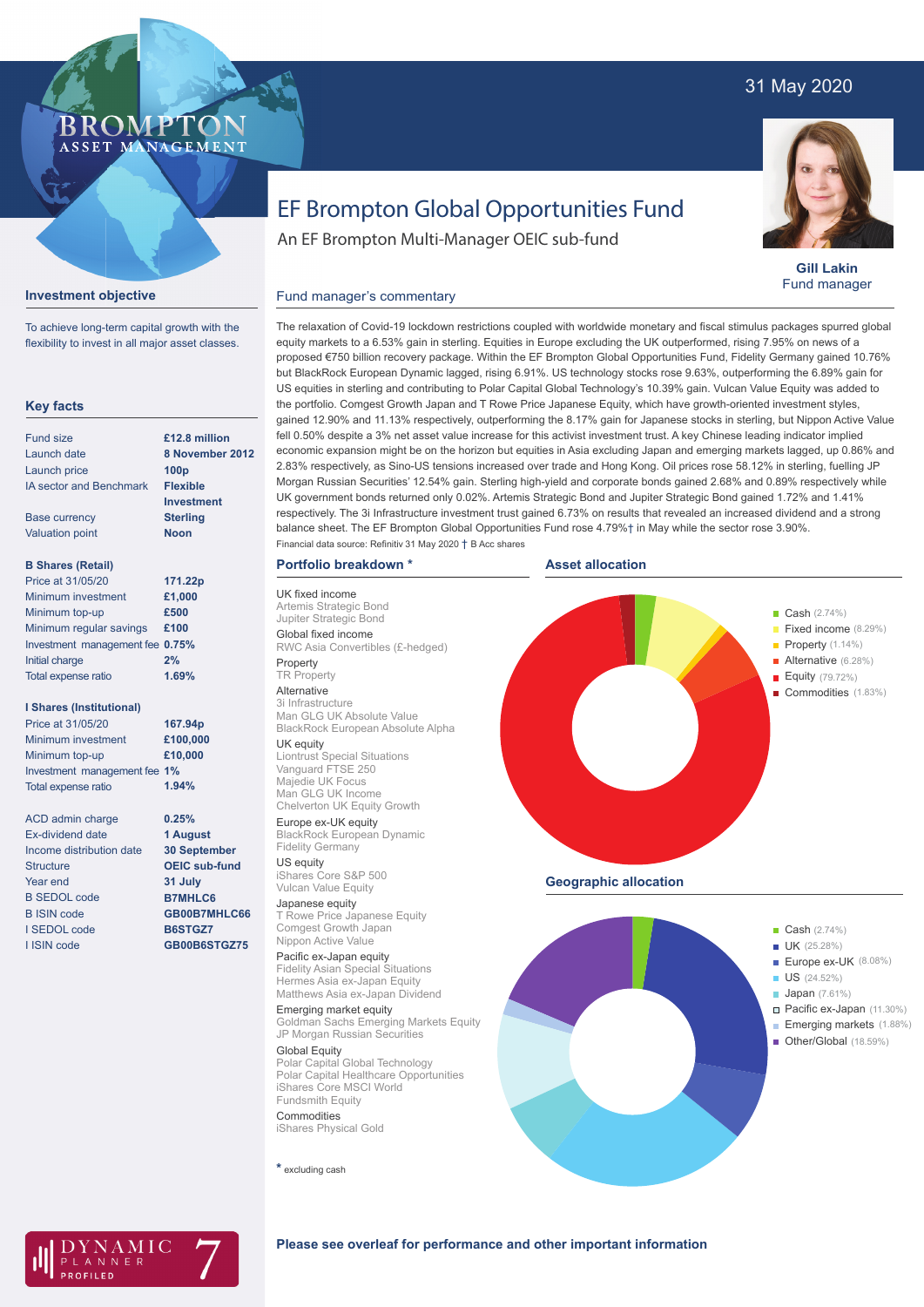31 May 2020

# EF Brompton Global Opportunities Fund

An EF Brompton Multi-Manager OEIC sub-fund

**Gill Lakin**
Fund manager

## Investment objective

To achieve long-term capital growth with the flexibility to invest in all major asset classes.

## Key facts

| | |
|---|---|
| Fund size | **£12.8 million** |
| Launch date | **8 November 2012** |
| Launch price | **100p** |
| IA sector and Benchmark | **Flexible Investment** |
| Base currency | **Sterling** |
| Valuation point | **Noon** |

**B Shares (Retail)**

| | |
|---|---|
| Price at 31/05/20 | **171.22p** |
| Minimum investment | **£1,000** |
| Minimum top-up | **£500** |
| Minimum regular savings | **£100** |
| Investment management fee | **0.75%** |
| Initial charge | **2%** |
| Total expense ratio | **1.69%** |

**I Shares (Institutional)**

| | |
|---|---|
| Price at 31/05/20 | **167.94p** |
| Minimum investment | **£100,000** |
| Minimum top-up | **£10,000** |
| Investment management fee | **1%** |
| Total expense ratio | **1.94%** |

| | |
|---|---|
| ACD admin charge | **0.25%** |
| Ex-dividend date | **1 August** |
| Income distribution date | **30 September** |
| Structure | **OEIC sub-fund** |
| Year end | **31 July** |
| B SEDOL code | **B7MHLC6** |
| B ISIN code | **GB00B7MHLC66** |
| I SEDOL code | **B6STGZ7** |
| I ISIN code | **GB00B6STGZ75** |

## Fund manager's commentary

The relaxation of Covid-19 lockdown restrictions coupled with worldwide monetary and fiscal stimulus packages spurred global equity markets to a 6.53% gain in sterling. Equities in Europe excluding the UK outperformed, rising 7.95% on news of a proposed €750 billion recovery package. Within the EF Brompton Global Opportunities Fund, Fidelity Germany gained 10.76% but BlackRock European Dynamic lagged, rising 6.91%. US technology stocks rose 9.63%, outperforming the 6.89% gain for US equities in sterling and contributing to Polar Capital Global Technology's 10.39% gain. Vulcan Value Equity was added to the portfolio. Comgest Growth Japan and T Rowe Price Japanese Equity, which have growth-oriented investment styles, gained 12.90% and 11.13% respectively, outperforming the 8.17% gain for Japanese stocks in sterling, but Nippon Active Value fell 0.50% despite a 3% net asset value increase for this activist investment trust. A key Chinese leading indicator implied economic expansion might be on the horizon but equities in Asia excluding Japan and emerging markets lagged, up 0.86% and 2.83% respectively, as Sino-US tensions increased over trade and Hong Kong. Oil prices rose 58.12% in sterling, fuelling JP Morgan Russian Securities' 12.54% gain. Sterling high-yield and corporate bonds gained 2.68% and 0.89% respectively while UK government bonds returned only 0.02%. Artemis Strategic Bond and Jupiter Strategic Bond gained 1.72% and 1.41% respectively. The 3i Infrastructure investment trust gained 6.73% on results that revealed an increased dividend and a strong balance sheet. The EF Brompton Global Opportunities Fund rose 4.79%† in May while the sector rose 3.90%.

Financial data source: Refinitiv 31 May 2020 † B Acc shares

## Portfolio breakdown *

**UK fixed income**
Artemis Strategic Bond
Jupiter Strategic Bond

**Global fixed income**
RWC Asia Convertibles (£-hedged)

**Property**
TR Property

**Alternative**
3i Infrastructure
Man GLG UK Absolute Value
BlackRock European Absolute Alpha

**UK equity**
Liontrust Special Situations
Vanguard FTSE 250
Majedie UK Focus
Man GLG UK Income
Chelverton UK Equity Growth

**Europe ex-UK equity**
BlackRock European Dynamic
Fidelity Germany

**US equity**
iShares Core S&P 500
Vulcan Value Equity

**Japanese equity**
T Rowe Price Japanese Equity
Comgest Growth Japan
Nippon Active Value

**Pacific ex-Japan equity**
Fidelity Asian Special Situations
Hermes Asia ex-Japan Equity
Matthews Asia ex-Japan Dividend

**Emerging market equity**
Goldman Sachs Emerging Markets Equity
JP Morgan Russian Securities

**Global Equity**
Polar Capital Global Technology
Polar Capital Healthcare Opportunities
iShares Core MSCI World
Fundsmith Equity

**Commodities**
iShares Physical Gold

* excluding cash

## Asset allocation

- Cash (2.74%)
- Fixed income (8.29%)
- Property (1.14%)
- Alternative (6.28%)
- Equity (79.72%)
- Commodities (1.83%)

## Geographic allocation

- Cash (2.74%)
- UK (25.28%)
- Europe ex-UK (8.08%)
- US (24.52%)
- Japan (7.61%)
- Pacific ex-Japan (11.30%)
- Emerging markets (1.88%)
- Other/Global (18.59%)

DYNAMIC PLANNER PROFILED 7

**Please see overleaf for performance and other important information**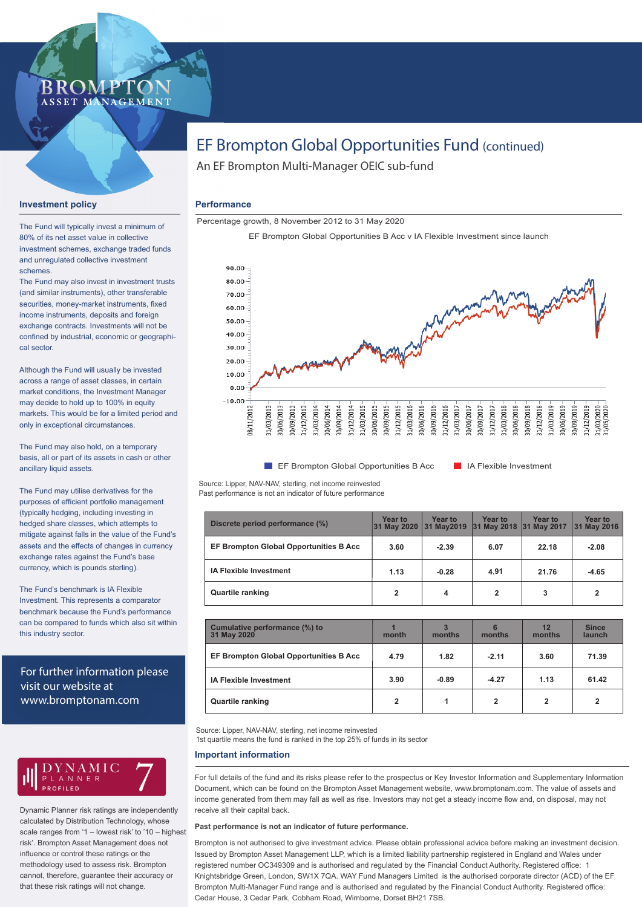BROMPTON
ASSET MANAGEMENT

# EF Brompton Global Opportunities Fund (continued)

An EF Brompton Multi-Manager OEIC sub-fund

## Investment policy

The Fund will typically invest a minimum of 80% of its net asset value in collective investment schemes, exchange traded funds and unregulated collective investment schemes.
The Fund may also invest in investment trusts (and similar instruments), other transferable securities, money-market instruments, fixed income instruments, deposits and foreign exchange contracts. Investments will not be confined by industrial, economic or geographical sector.

Although the Fund will usually be invested across a range of asset classes, in certain market conditions, the Investment Manager may decide to hold up to 100% in equity markets. This would be for a limited period and only in exceptional circumstances.

The Fund may also hold, on a temporary basis, all or part of its assets in cash or other ancillary liquid assets.

The Fund may utilise derivatives for the purposes of efficient portfolio management (typically hedging, including investing in hedged share classes, which attempts to mitigate against falls in the value of the Fund's assets and the effects of changes in currency exchange rates against the Fund's base currency, which is pounds sterling).

The Fund's benchmark is IA Flexible Investment. This represents a comparator benchmark because the Fund's performance can be compared to funds which also sit within this industry sector.

For further information please visit our website at www.bromptonam.com

DYNAMIC PLANNER PROFILED 7

Dynamic Planner risk ratings are independently calculated by Distribution Technology, whose scale ranges from '1 – lowest risk' to '10 – highest risk'. Brompton Asset Management does not influence or control these ratings or the methodology used to assess risk. Brompton cannot, therefore, guarantee their accuracy or that these risk ratings will not change.

## Performance

Percentage growth, 8 November 2012 to 31 May 2020

EF Brompton Global Opportunities B Acc v IA Flexible Investment since launch

90.00
80.00
70.00
60.00
50.00
40.00
30.00
20.00
10.00
0.00
-10.00

08/11/2012 31/03/2013 30/06/2013 30/09/2013 31/12/2013 31/03/2014 30/06/2014 30/09/2014 31/12/2014 31/03/2015 30/06/2015 30/09/2015 31/12/2015 31/03/2016 30/06/2016 30/09/2016 31/12/2016 31/03/2017 30/06/2017 30/09/2017 31/12/2017 31/03/2018 30/06/2018 30/09/2018 31/12/2018 31/03/2019 30/06/2019 30/09/2019 31/12/2019 31/03/2020 31/05/2020

EF Brompton Global Opportunities B Acc
IA Flexible Investment

Source: Lipper, NAV-NAV, sterling, net income reinvested
Past performance is not an indicator of future performance

| Discrete period performance (%) | Year to 31 May 2020 | Year to 31 May2019 | Year to 31 May 2018 | Year to 31 May 2017 | Year to 31 May 2016 |
|---|---|---|---|---|---|
| EF Brompton Global Opportunities B Acc | 3.60 | -2.39 | 6.07 | 22.18 | -2.08 |
| IA Flexible Investment | 1.13 | -0.28 | 4.91 | 21.76 | -4.65 |
| Quartile ranking | 2 | 4 | 2 | 3 | 2 |

| Cumulative performance (%) to 31 May 2020 | 1 month | 3 months | 6 months | 12 months | Since launch |
|---|---|---|---|---|---|
| EF Brompton Global Opportunities B Acc | 4.79 | 1.82 | -2.11 | 3.60 | 71.39 |
| IA Flexible Investment | 3.90 | -0.89 | -4.27 | 1.13 | 61.42 |
| Quartile ranking | 2 | 1 | 2 | 2 | 2 |

Source: Lipper, NAV-NAV, sterling, net income reinvested
1st quartile means the fund is ranked in the top 25% of funds in its sector

## Important information

For full details of the fund and its risks please refer to the prospectus or Key Investor Information and Supplementary Information Document, which can be found on the Brompton Asset Management website, www.bromptonam.com. The value of assets and income generated from them may fall as well as rise. Investors may not get a steady income flow and, on disposal, may not receive all their capital back.

**Past performance is not an indicator of future performance.**

Brompton is not authorised to give investment advice. Please obtain professional advice before making an investment decision. Issued by Brompton Asset Management LLP, which is a limited liability partnership registered in England and Wales under registered number OC349309 and is authorised and regulated by the Financial Conduct Authority. Registered office: 1 Knightsbridge Green, London, SW1X 7QA. WAY Fund Managers Limited is the authorised corporate director (ACD) of the EF Brompton Multi-Manager Fund range and is authorised and regulated by the Financial Conduct Authority. Registered office: Cedar House, 3 Cedar Park, Cobham Road, Wimborne, Dorset BH21 7SB.